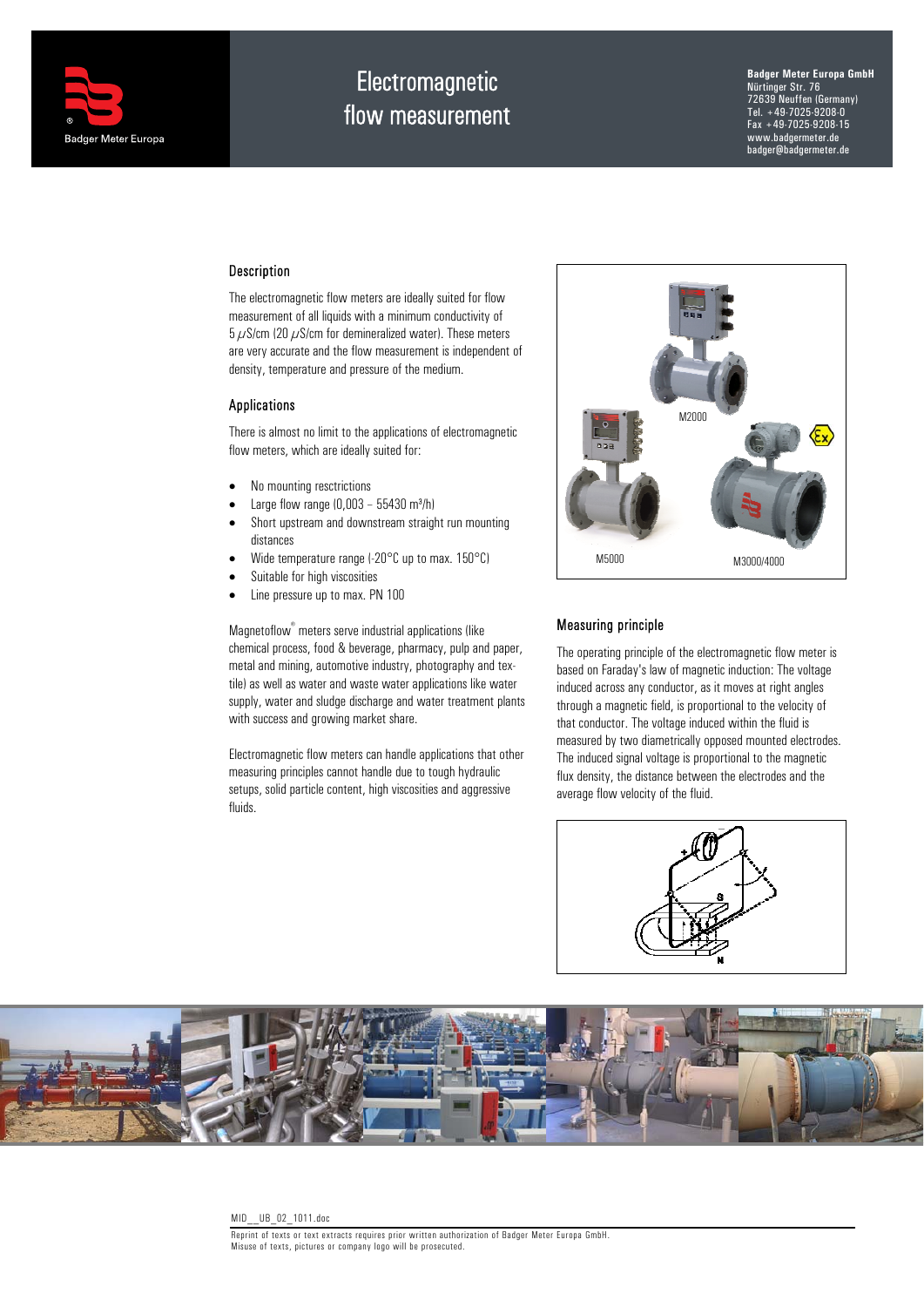# Electromagnetic flow measurement

**Badger Meter Europa GmbH**
Nürtinger Str. 76
72639 Neuffen (Germany)
Tel. +49-7025-9208-0
Fax +49-7025-9208-15
www.badgermeter.de
badger@badgermeter.de

## Description

The electromagnetic flow meters are ideally suited for flow measurement of all liquids with a minimum conductivity of 5 $\mu$S/cm (20 $\mu$S/cm for demineralized water). These meters are very accurate and the flow measurement is independent of density, temperature and pressure of the medium.

## Applications

There is almost no limit to the applications of electromagnetic flow meters, which are ideally suited for:

- No mounting resctrictions
- Large flow range (0,003 – 55430 m³/h)
- Short upstream and downstream straight run mounting distances
- Wide temperature range (-20°C up to max. 150°C)
- Suitable for high viscosities
- Line pressure up to max. PN 100

Magnetoflow® meters serve industrial applications (like chemical process, food & beverage, pharmacy, pulp and paper, metal and mining, automotive industry, photography and textile) as well as water and waste water applications like water supply, water and sludge discharge and water treatment plants with success and growing market share.

Electromagnetic flow meters can handle applications that other measuring principles cannot handle due to tough hydraulic setups, solid particle content, high viscosities and aggressive fluids.

M2000

M5000

M3000/4000

## Measuring principle

The operating principle of the electromagnetic flow meter is based on Faraday's law of magnetic induction: The voltage induced across any conductor, as it moves at right angles through a magnetic field, is proportional to the velocity of that conductor. The voltage induced within the fluid is measured by two diametrically opposed mounted electrodes. The induced signal voltage is proportional to the magnetic flux density, the distance between the electrodes and the average flow velocity of the fluid.

MID__UB_02_1011.doc

Reprint of texts or text extracts requires prior written authorization of Badger Meter Europa GmbH.
Misuse of texts, pictures or company logo will be prosecuted.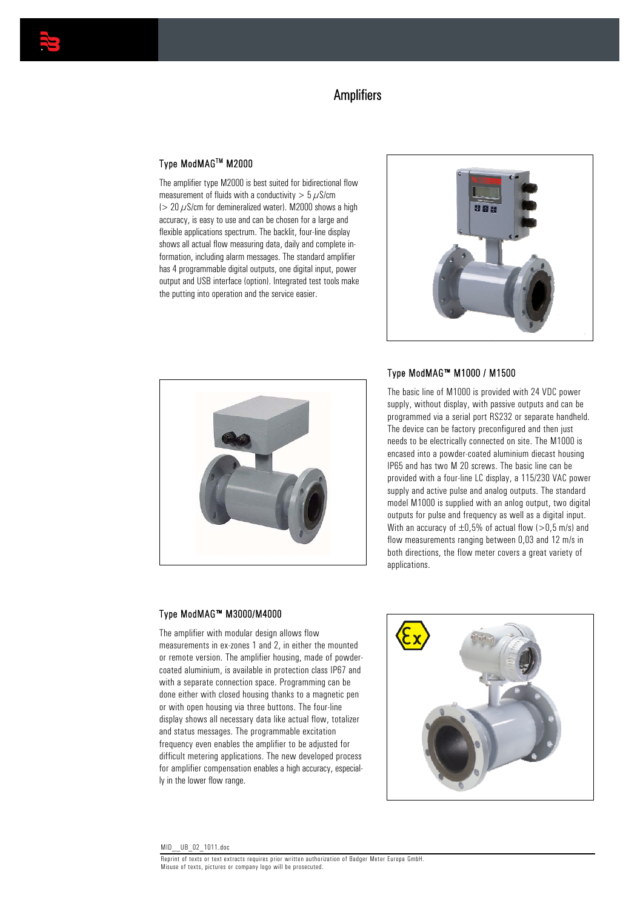# Amplifiers

## Type ModMAG™ M2000

The amplifier type M2000 is best suited for bidirectional flow measurement of fluids with a conductivity > 5 $\mu$S/cm (> 20 $\mu$S/cm for demineralized water). M2000 shows a high accuracy, is easy to use and can be chosen for a large and flexible applications spectrum. The backlit, four-line display shows all actual flow measuring data, daily and complete information, including alarm messages. The standard amplifier has 4 programmable digital outputs, one digital input, power output and USB interface (option). Integrated test tools make the putting into operation and the service easier.

## Type ModMAG™ M1000 / M1500

The basic line of M1000 is provided with 24 VDC power supply, without display, with passive outputs and can be programmed via a serial port RS232 or separate handheld. The device can be factory preconfigured and then just needs to be electrically connected on site. The M1000 is encased into a powder-coated aluminium diecast housing IP65 and has two M 20 screws. The basic line can be provided with a four-line LC display, a 115/230 VAC power supply and active pulse and analog outputs. The standard model M1000 is supplied with an anlog output, two digital outputs for pulse and frequency as well as a digital input. With an accuracy of ±0,5% of actual flow (>0,5 m/s) and flow measurements ranging between 0,03 and 12 m/s in both directions, the flow meter covers a great variety of applications.

## Type ModMAG™ M3000/M4000

The amplifier with modular design allows flow measurements in ex-zones 1 and 2, in either the mounted or remote version. The amplifier housing, made of powder-coated aluminium, is available in protection class IP67 and with a separate connection space. Programming can be done either with closed housing thanks to a magnetic pen or with open housing via three buttons. The four-line display shows all necessary data like actual flow, totalizer and status messages. The programmable excitation frequency even enables the amplifier to be adjusted for difficult metering applications. The new developed process for amplifier compensation enables a high accuracy, especially in the lower flow range.

MID__UB_02_1011.doc

Reprint of texts or text extracts requires prior written authorization of Badger Meter Europa GmbH.
Misuse of texts, pictures or company logo will be prosecuted.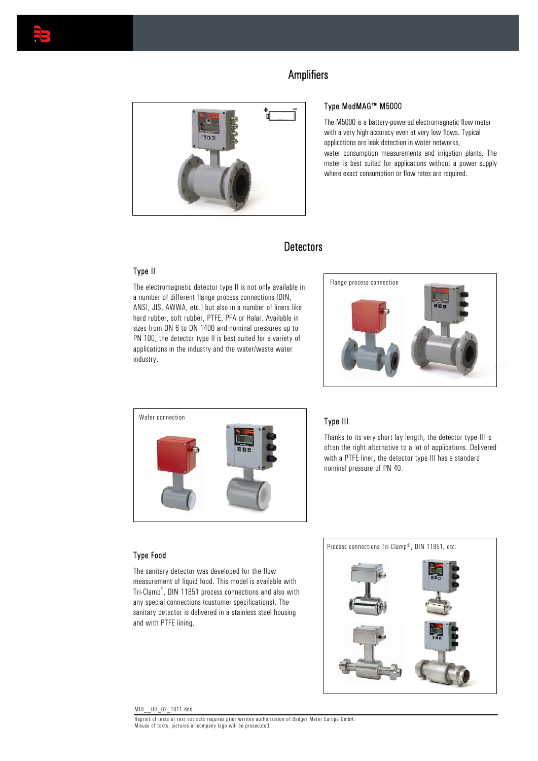## Amplifiers

### Type ModMAG™ M5000

The M5000 is a battery-powered electromagnetic flow meter with a very high accuracy even at very low flows. Typical applications are leak detection in water networks, water consumption measurements and irrigation plants. The meter is best suited for applications without a power supply where exact consumption or flow rates are required.

## Detectors

### Type II

The electromagnetic detector type II is not only available in a number of different flange process connections (DIN, ANSI, JIS, AWWA, etc.) but also in a number of liners like hard rubber, soft rubber, PTFE, PFA or Halar. Available in sizes from DN 6 to DN 1400 and nominal pressures up to PN 100, the detector type II is best suited for a variety of applications in the industry and the water/waste water industry.

Flange process connection

Wafer connection

### Type III

Thanks to its very short lay length, the detector type III is often the right alternative to a lot of applications. Delivered with a PTFE liner, the detector type III has a standard nominal pressure of PN 40.

### Type Food

The sanitary detector was developed for the flow measurement of liquid food. This model is available with Tri-Clamp®, DIN 11851 process connections and also with any special connections (customer specifications). The sanitary detector is delivered in a stainless steel housing and with PTFE lining.

Process connections Tri-Clamp®, DIN 11851, etc.

MID__UB_02_1011.doc

Reprint of texts or text extracts requires prior written authorization of Badger Meter Europa GmbH.
Misuse of texts, pictures or company logo will be prosecuted.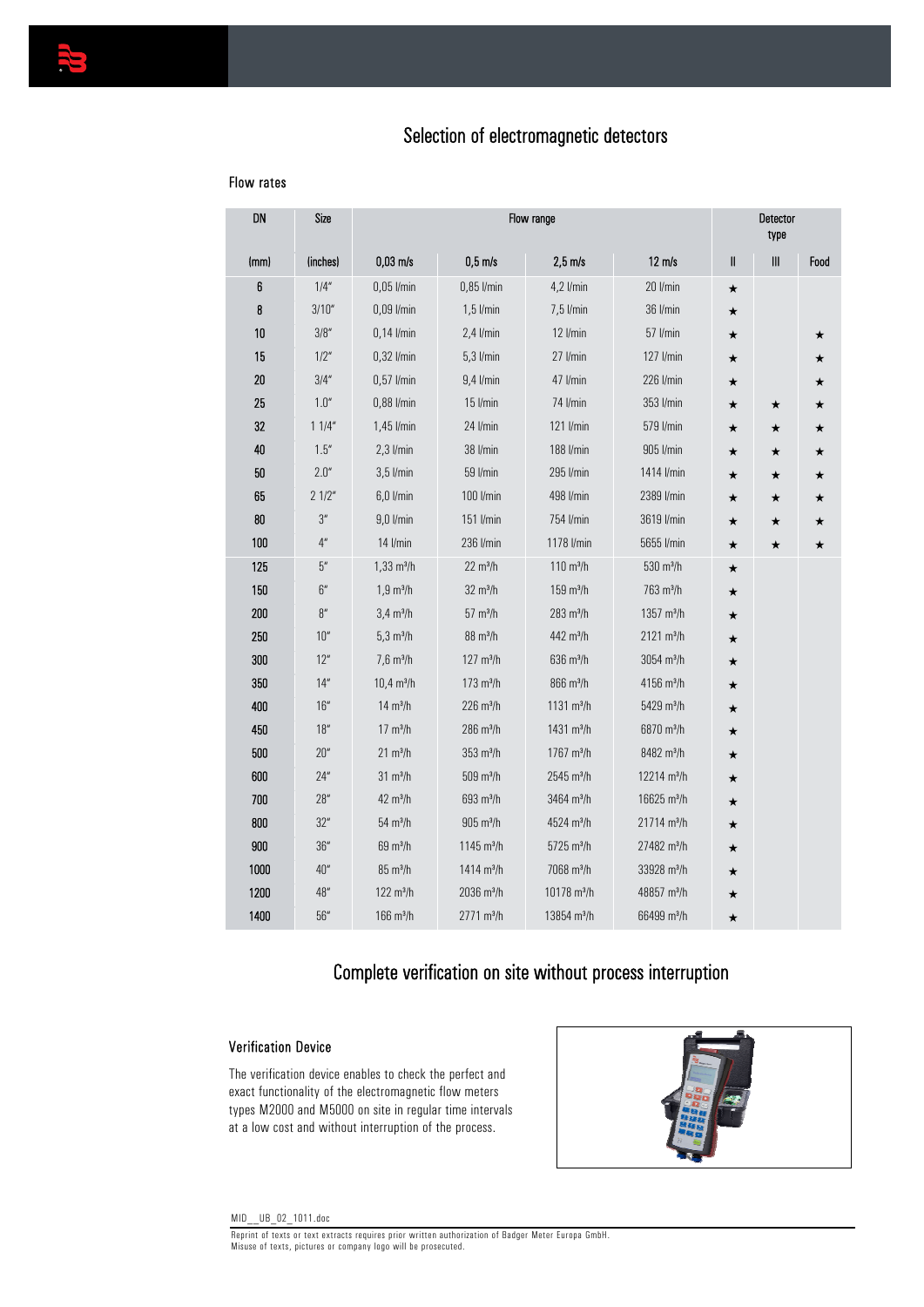# Selection of electromagnetic detectors

Flow rates

| DN | Size | Flow range | | | | Detector type | | |
|---|---|---|---|---|---|---|---|---|
| (mm) | (inches) | 0,03 m/s | 0,5 m/s | 2,5 m/s | 12 m/s | II | III | Food |
| 6 | 1/4" | 0,05 l/min | 0,85 l/min | 4,2 l/min | 20 l/min | ★ | | |
| 8 | 3/10" | 0,09 l/min | 1,5 l/min | 7,5 l/min | 36 l/min | ★ | | |
| 10 | 3/8" | 0,14 l/min | 2,4 l/min | 12 l/min | 57 l/min | ★ | | ★ |
| 15 | 1/2" | 0,32 l/min | 5,3 l/min | 27 l/min | 127 l/min | ★ | | ★ |
| 20 | 3/4" | 0,57 l/min | 9,4 l/min | 47 l/min | 226 l/min | ★ | | ★ |
| 25 | 1.0" | 0,88 l/min | 15 l/min | 74 l/min | 353 l/min | ★ | ★ | ★ |
| 32 | 1 1/4" | 1,45 l/min | 24 l/min | 121 l/min | 579 l/min | ★ | ★ | ★ |
| 40 | 1.5" | 2,3 l/min | 38 l/min | 188 l/min | 905 l/min | ★ | ★ | ★ |
| 50 | 2.0" | 3,5 l/min | 59 l/min | 295 l/min | 1414 l/min | ★ | ★ | ★ |
| 65 | 2 1/2" | 6,0 l/min | 100 l/min | 498 l/min | 2389 l/min | ★ | ★ | ★ |
| 80 | 3" | 9,0 l/min | 151 l/min | 754 l/min | 3619 l/min | ★ | ★ | ★ |
| 100 | 4" | 14 l/min | 236 l/min | 1178 l/min | 5655 l/min | ★ | ★ | ★ |
| 125 | 5" | 1,33 m³/h | 22 m³/h | 110 m³/h | 530 m³/h | ★ | | |
| 150 | 6" | 1,9 m³/h | 32 m³/h | 159 m³/h | 763 m³/h | ★ | | |
| 200 | 8" | 3,4 m³/h | 57 m³/h | 283 m³/h | 1357 m³/h | ★ | | |
| 250 | 10" | 5,3 m³/h | 88 m³/h | 442 m³/h | 2121 m³/h | ★ | | |
| 300 | 12" | 7,6 m³/h | 127 m³/h | 636 m³/h | 3054 m³/h | ★ | | |
| 350 | 14" | 10,4 m³/h | 173 m³/h | 866 m³/h | 4156 m³/h | ★ | | |
| 400 | 16" | 14 m³/h | 226 m³/h | 1131 m³/h | 5429 m³/h | ★ | | |
| 450 | 18" | 17 m³/h | 286 m³/h | 1431 m³/h | 6870 m³/h | ★ | | |
| 500 | 20" | 21 m³/h | 353 m³/h | 1767 m³/h | 8482 m³/h | ★ | | |
| 600 | 24" | 31 m³/h | 509 m³/h | 2545 m³/h | 12214 m³/h | ★ | | |
| 700 | 28" | 42 m³/h | 693 m³/h | 3464 m³/h | 16625 m³/h | ★ | | |
| 800 | 32" | 54 m³/h | 905 m³/h | 4524 m³/h | 21714 m³/h | ★ | | |
| 900 | 36" | 69 m³/h | 1145 m³/h | 5725 m³/h | 27482 m³/h | ★ | | |
| 1000 | 40" | 85 m³/h | 1414 m³/h | 7068 m³/h | 33928 m³/h | ★ | | |
| 1200 | 48" | 122 m³/h | 2036 m³/h | 10178 m³/h | 48857 m³/h | ★ | | |
| 1400 | 56" | 166 m³/h | 2771 m³/h | 13854 m³/h | 66499 m³/h | ★ | | |

# Complete verification on site without process interruption

## Verification Device

The verification device enables to check the perfect and exact functionality of the electromagnetic flow meters types M2000 and M5000 on site in regular time intervals at a low cost and without interruption of the process.

MID__UB_02_1011.doc

Reprint of texts or text extracts requires prior written authorization of Badger Meter Europa GmbH.
Misuse of texts, pictures or company logo will be prosecuted.